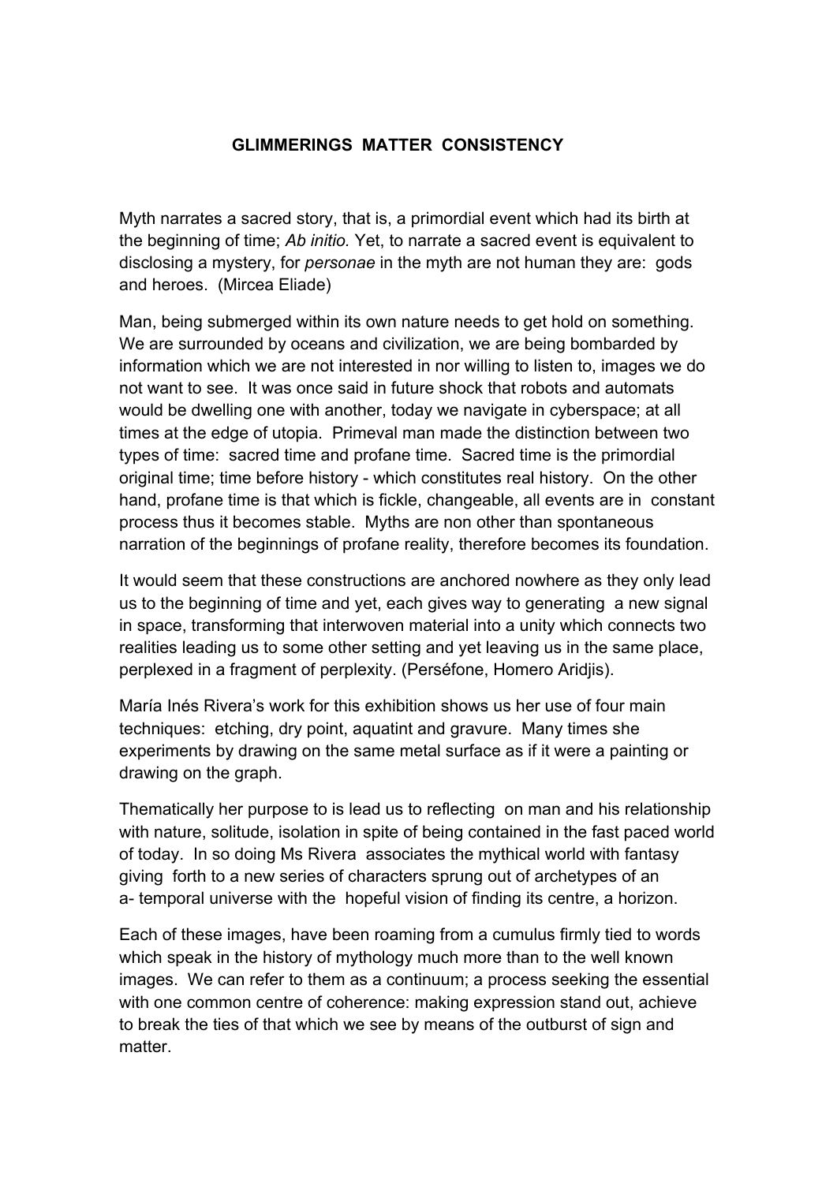**GLIMMERINGS MATTER CONSISTENCY**

Myth narrates a sacred story, that is, a primordial event which had its birth at the beginning of time; *Ab initio.* Yet, to narrate a sacred event is equivalent to disclosing a mystery, for *personae* in the myth are not human they are: gods and heroes. (Mircea Eliade)

Man, being submerged within its own nature needs to get hold on something. We are surrounded by oceans and civilization, we are being bombarded by information which we are not interested in nor willing to listen to, images we do not want to see. It was once said in future shock that robots and automats would be dwelling one with another, today we navigate in cyberspace; at all times at the edge of utopia. Primeval man made the distinction between two types of time: sacred time and profane time. Sacred time is the primordial original time; time before history - which constitutes real history. On the other hand, profane time is that which is fickle, changeable, all events are in constant process thus it becomes stable. Myths are non other than spontaneous narration of the beginnings of profane reality, therefore becomes its foundation.

It would seem that these constructions are anchored nowhere as they only lead us to the beginning of time and yet, each gives way to generating a new signal in space, transforming that interwoven material into a unity which connects two realities leading us to some other setting and yet leaving us in the same place, perplexed in a fragment of perplexity. (Perséfone, Homero Aridjis).

María Inés Rivera's work for this exhibition shows us her use of four main techniques: etching, dry point, aquatint and gravure. Many times she experiments by drawing on the same metal surface as if it were a painting or drawing on the graph.

Thematically her purpose to is lead us to reflecting on man and his relationship with nature, solitude, isolation in spite of being contained in the fast paced world of today. In so doing Ms Rivera associates the mythical world with fantasy giving forth to a new series of characters sprung out of archetypes of an a- temporal universe with the hopeful vision of finding its centre, a horizon.

Each of these images, have been roaming from a cumulus firmly tied to words which speak in the history of mythology much more than to the well known images. We can refer to them as a continuum; a process seeking the essential with one common centre of coherence: making expression stand out, achieve to break the ties of that which we see by means of the outburst of sign and matter.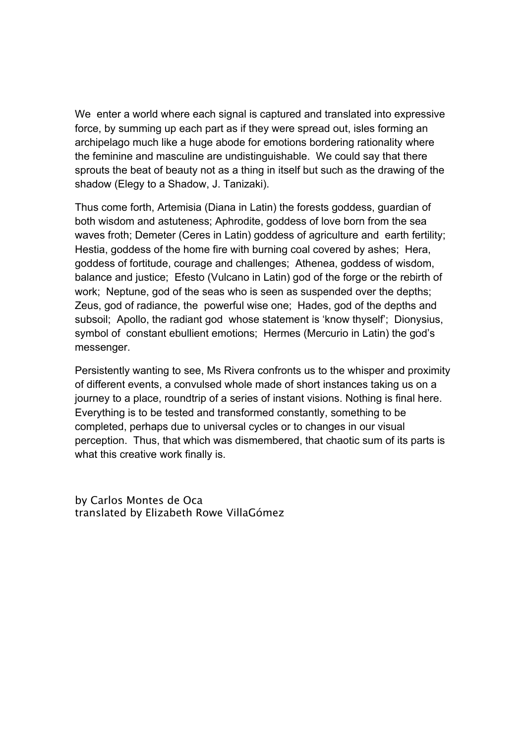We enter a world where each signal is captured and translated into expressive force, by summing up each part as if they were spread out, isles forming an archipelago much like a huge abode for emotions bordering rationality where the feminine and masculine are undistinguishable. We could say that there sprouts the beat of beauty not as a thing in itself but such as the drawing of the shadow (Elegy to a Shadow, J. Tanizaki).

Thus come forth, Artemisia (Diana in Latin) the forests goddess, guardian of both wisdom and astuteness; Aphrodite, goddess of love born from the sea waves froth; Demeter (Ceres in Latin) goddess of agriculture and earth fertility; Hestia, goddess of the home fire with burning coal covered by ashes; Hera, goddess of fortitude, courage and challenges; Athenea, goddess of wisdom, balance and justice; Efesto (Vulcano in Latin) god of the forge or the rebirth of work; Neptune, god of the seas who is seen as suspended over the depths; Zeus, god of radiance, the powerful wise one; Hades, god of the depths and subsoil; Apollo, the radiant god whose statement is 'know thyself'; Dionysius, symbol of constant ebullient emotions; Hermes (Mercurio in Latin) the god's messenger.

Persistently wanting to see, Ms Rivera confronts us to the whisper and proximity of different events, a convulsed whole made of short instances taking us on a journey to a place, roundtrip of a series of instant visions. Nothing is final here. Everything is to be tested and transformed constantly, something to be completed, perhaps due to universal cycles or to changes in our visual perception. Thus, that which was dismembered, that chaotic sum of its parts is what this creative work finally is.

by Carlos Montes de Oca
translated by Elizabeth Rowe VillaGómez